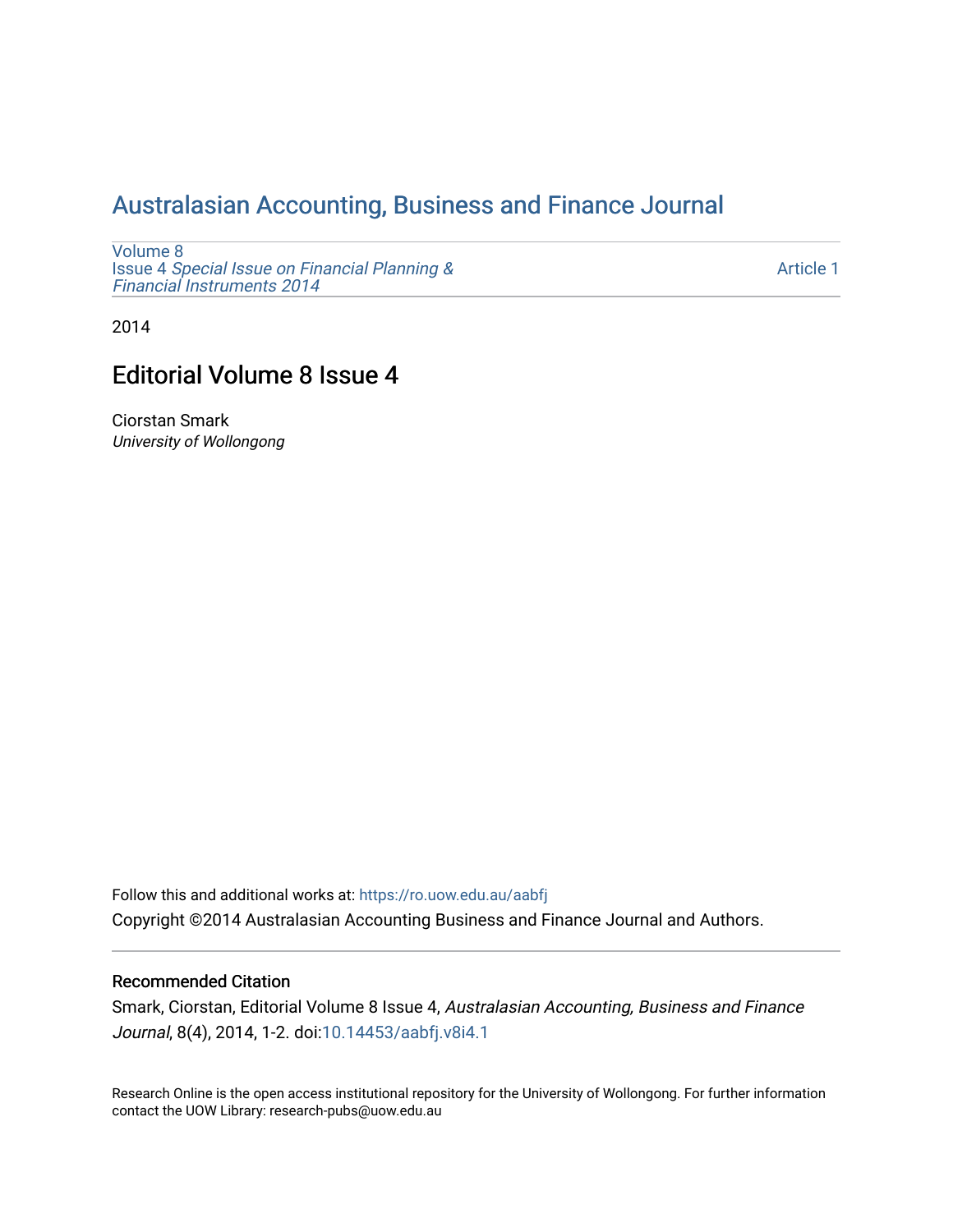# Australasian Accounting, Business and Finance Journal

Volume 8
Issue 4 *Special Issue on Financial Planning & Financial Instruments 2014*

Article 1

2014

## Editorial Volume 8 Issue 4

Ciorstan Smark
*University of Wollongong*

Follow this and additional works at: https://ro.uow.edu.au/aabfj

Copyright ©2014 Australasian Accounting Business and Finance Journal and Authors.

### Recommended Citation

Smark, Ciorstan, Editorial Volume 8 Issue 4, *Australasian Accounting, Business and Finance Journal*, 8(4), 2014, 1-2. doi:10.14453/aabfj.v8i4.1

Research Online is the open access institutional repository for the University of Wollongong. For further information contact the UOW Library: research-pubs@uow.edu.au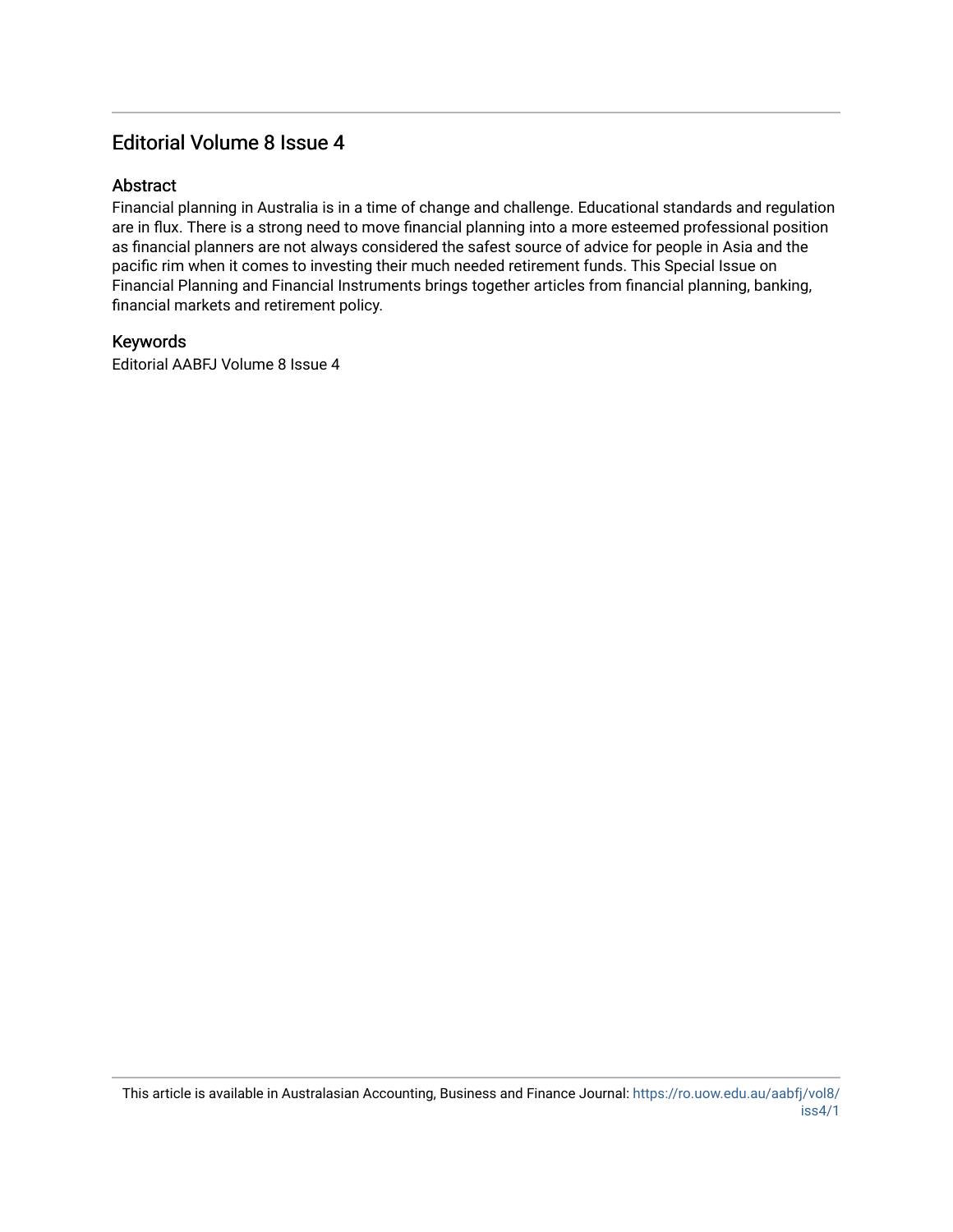# Editorial Volume 8 Issue 4

## Abstract

Financial planning in Australia is in a time of change and challenge. Educational standards and regulation are in flux. There is a strong need to move financial planning into a more esteemed professional position as financial planners are not always considered the safest source of advice for people in Asia and the pacific rim when it comes to investing their much needed retirement funds. This Special Issue on Financial Planning and Financial Instruments brings together articles from financial planning, banking, financial markets and retirement policy.

## Keywords

Editorial AABFJ Volume 8 Issue 4

This article is available in Australasian Accounting, Business and Finance Journal: https://ro.uow.edu.au/aabfj/vol8/iss4/1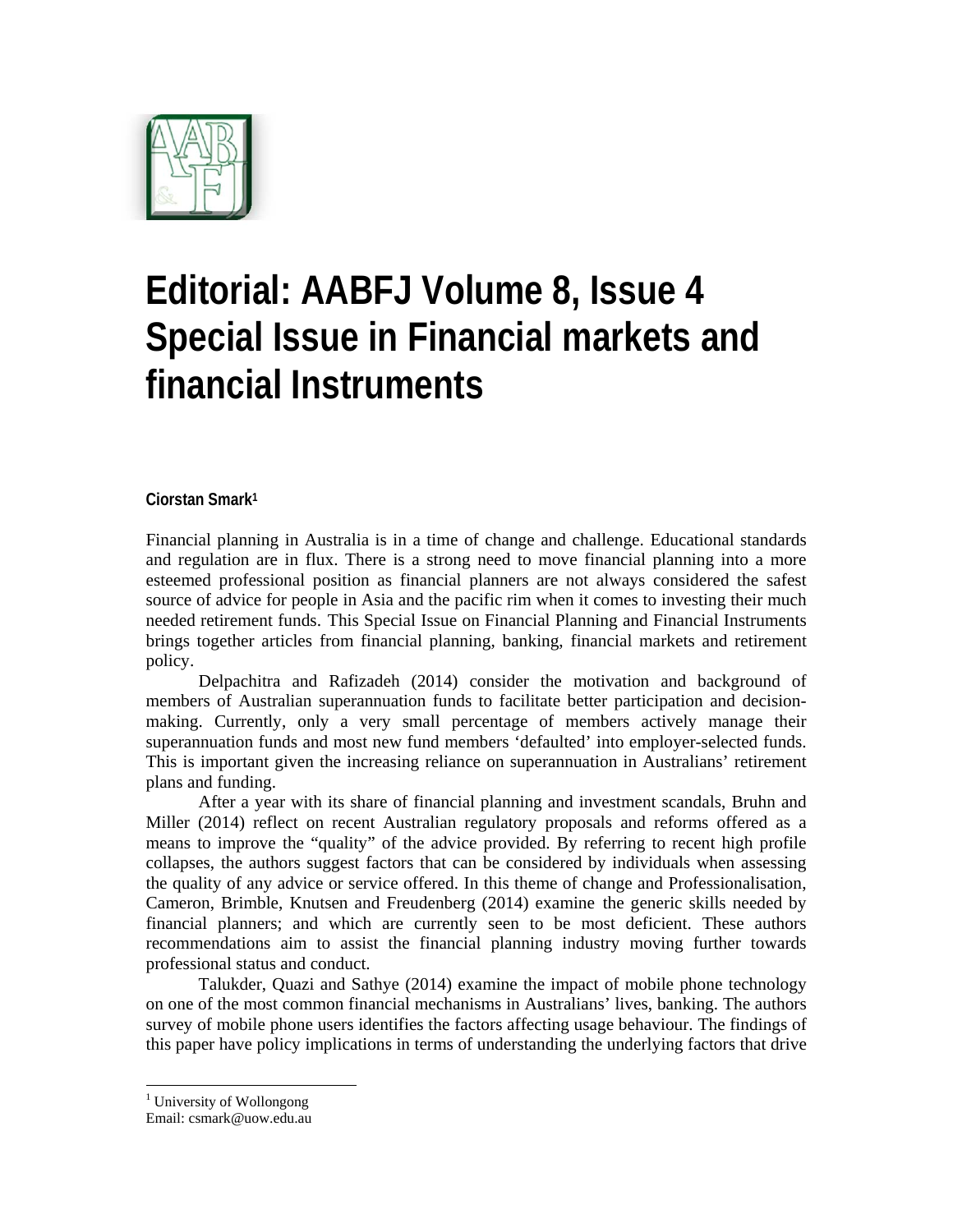# Editorial: AABFJ Volume 8, Issue 4 Special Issue in Financial markets and financial Instruments

**Ciorstan Smark[1]**

Financial planning in Australia is in a time of change and challenge. Educational standards and regulation are in flux. There is a strong need to move financial planning into a more esteemed professional position as financial planners are not always considered the safest source of advice for people in Asia and the pacific rim when it comes to investing their much needed retirement funds. This Special Issue on Financial Planning and Financial Instruments brings together articles from financial planning, banking, financial markets and retirement policy.

Delpachitra and Rafizadeh (2014) consider the motivation and background of members of Australian superannuation funds to facilitate better participation and decision-making. Currently, only a very small percentage of members actively manage their superannuation funds and most new fund members 'defaulted' into employer-selected funds. This is important given the increasing reliance on superannuation in Australians' retirement plans and funding.

After a year with its share of financial planning and investment scandals, Bruhn and Miller (2014) reflect on recent Australian regulatory proposals and reforms offered as a means to improve the "quality" of the advice provided. By referring to recent high profile collapses, the authors suggest factors that can be considered by individuals when assessing the quality of any advice or service offered. In this theme of change and Professionalisation, Cameron, Brimble, Knutsen and Freudenberg (2014) examine the generic skills needed by financial planners; and which are currently seen to be most deficient. These authors recommendations aim to assist the financial planning industry moving further towards professional status and conduct.

Talukder, Quazi and Sathye (2014) examine the impact of mobile phone technology on one of the most common financial mechanisms in Australians' lives, banking. The authors survey of mobile phone users identifies the factors affecting usage behaviour. The findings of this paper have policy implications in terms of understanding the underlying factors that drive

[1] University of Wollongong
Email: csmark@uow.edu.au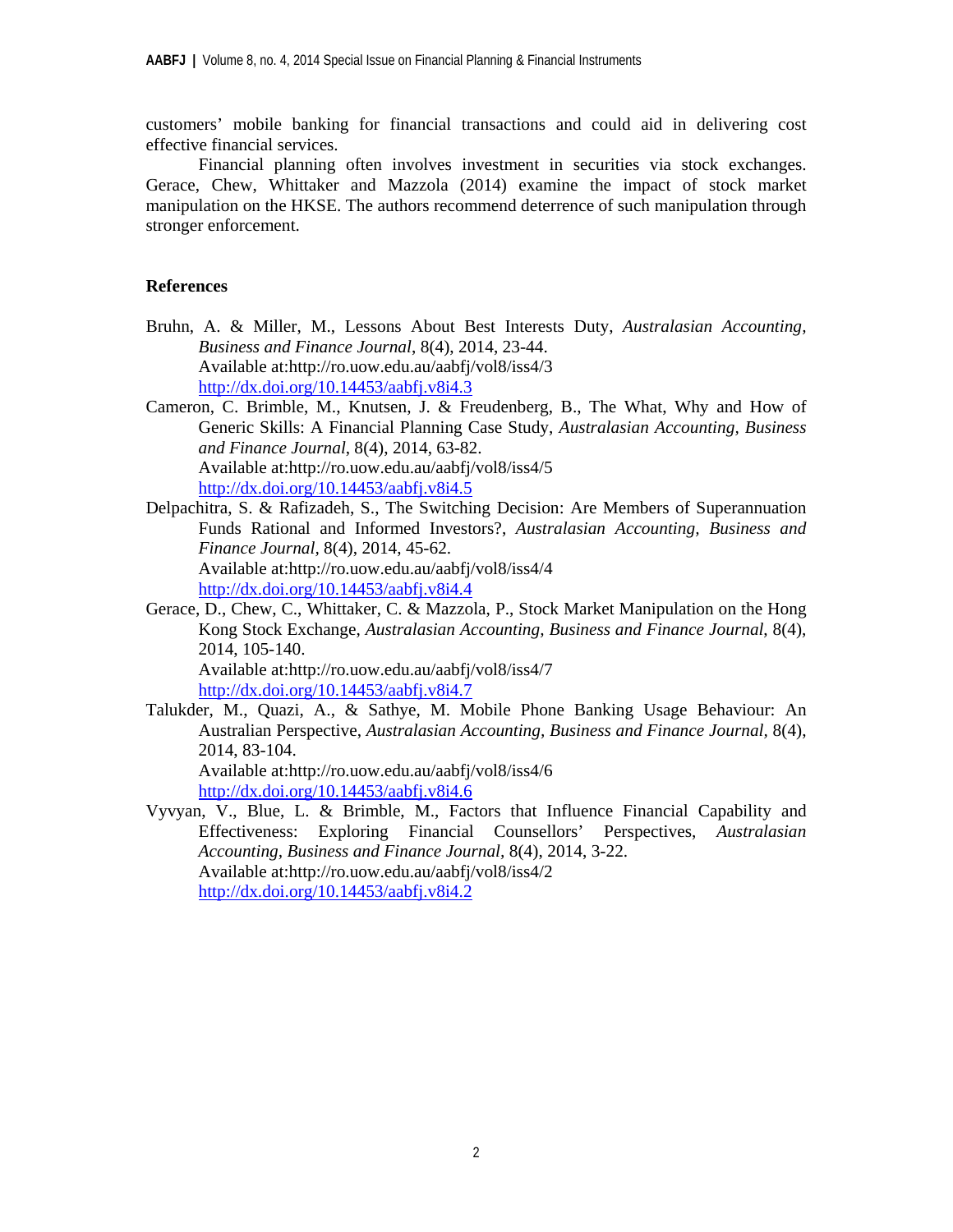customers' mobile banking for financial transactions and could aid in delivering cost effective financial services.

Financial planning often involves investment in securities via stock exchanges. Gerace, Chew, Whittaker and Mazzola (2014) examine the impact of stock market manipulation on the HKSE. The authors recommend deterrence of such manipulation through stronger enforcement.

## References

Bruhn, A. & Miller, M., Lessons About Best Interests Duty, *Australasian Accounting, Business and Finance Journal*, 8(4), 2014, 23-44.
Available at:http://ro.uow.edu.au/aabfj/vol8/iss4/3
http://dx.doi.org/10.14453/aabfj.v8i4.3

Cameron, C. Brimble, M., Knutsen, J. & Freudenberg, B., The What, Why and How of Generic Skills: A Financial Planning Case Study, *Australasian Accounting, Business and Finance Journal*, 8(4), 2014, 63-82.
Available at:http://ro.uow.edu.au/aabfj/vol8/iss4/5
http://dx.doi.org/10.14453/aabfj.v8i4.5

Delpachitra, S. & Rafizadeh, S., The Switching Decision: Are Members of Superannuation Funds Rational and Informed Investors?, *Australasian Accounting, Business and Finance Journal*, 8(4), 2014, 45-62.
Available at:http://ro.uow.edu.au/aabfj/vol8/iss4/4
http://dx.doi.org/10.14453/aabfj.v8i4.4

Gerace, D., Chew, C., Whittaker, C. & Mazzola, P., Stock Market Manipulation on the Hong Kong Stock Exchange, *Australasian Accounting, Business and Finance Journal*, 8(4), 2014, 105-140.
Available at:http://ro.uow.edu.au/aabfj/vol8/iss4/7
http://dx.doi.org/10.14453/aabfj.v8i4.7

Talukder, M., Quazi, A., & Sathye, M. Mobile Phone Banking Usage Behaviour: An Australian Perspective, *Australasian Accounting, Business and Finance Journal*, 8(4), 2014, 83-104.
Available at:http://ro.uow.edu.au/aabfj/vol8/iss4/6
http://dx.doi.org/10.14453/aabfj.v8i4.6

Vyvyan, V., Blue, L. & Brimble, M., Factors that Influence Financial Capability and Effectiveness: Exploring Financial Counsellors' Perspectives, *Australasian Accounting, Business and Finance Journal*, 8(4), 2014, 3-22.
Available at:http://ro.uow.edu.au/aabfj/vol8/iss4/2
http://dx.doi.org/10.14453/aabfj.v8i4.2